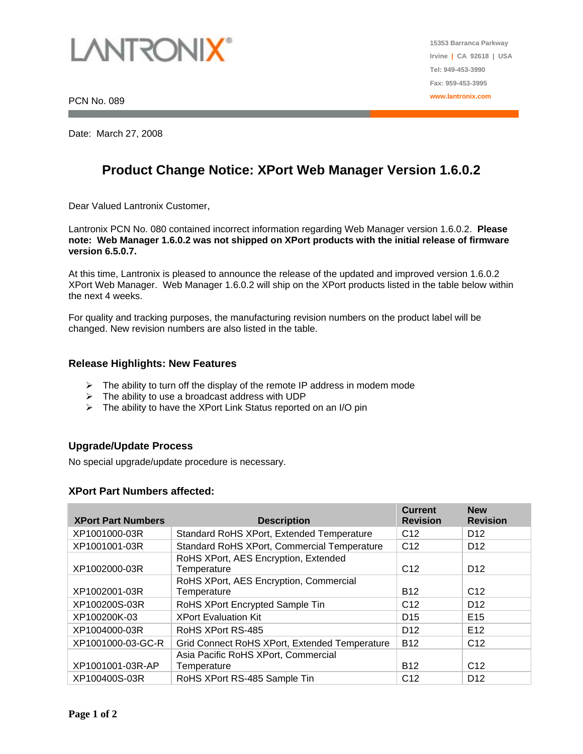LANTRONIX®

15353 Barranca Parkway
Irvine | CA 92618 | USA
Tel: 949-453-3990
Fax: 959-453-3995
www.lantronix.com

PCN No. 089

Date: March 27, 2008

# Product Change Notice: XPort Web Manager Version 1.6.0.2

Dear Valued Lantronix Customer,

Lantronix PCN No. 080 contained incorrect information regarding Web Manager version 1.6.0.2. **Please note: Web Manager 1.6.0.2 was not shipped on XPort products with the initial release of firmware version 6.5.0.7.**

At this time, Lantronix is pleased to announce the release of the updated and improved version 1.6.0.2 XPort Web Manager. Web Manager 1.6.0.2 will ship on the XPort products listed in the table below within the next 4 weeks.

For quality and tracking purposes, the manufacturing revision numbers on the product label will be changed. New revision numbers are also listed in the table.

### Release Highlights: New Features

- The ability to turn off the display of the remote IP address in modem mode
- The ability to use a broadcast address with UDP
- The ability to have the XPort Link Status reported on an I/O pin

### Upgrade/Update Process

No special upgrade/update procedure is necessary.

### XPort Part Numbers affected:

| XPort Part Numbers | Description | Current Revision | New Revision |
|---|---|---|---|
| XP1001000-03R | Standard RoHS XPort, Extended Temperature | C12 | D12 |
| XP1001001-03R | Standard RoHS XPort, Commercial Temperature | C12 | D12 |
| XP1002000-03R | RoHS XPort, AES Encryption, Extended Temperature | C12 | D12 |
| XP1002001-03R | RoHS XPort, AES Encryption, Commercial Temperature | B12 | C12 |
| XP100200S-03R | RoHS XPort Encrypted Sample Tin | C12 | D12 |
| XP100200K-03 | XPort Evaluation Kit | D15 | E15 |
| XP1004000-03R | RoHS XPort RS-485 | D12 | E12 |
| XP1001000-03-GC-R | Grid Connect RoHS XPort, Extended Temperature | B12 | C12 |
| XP1001001-03R-AP | Asia Pacific RoHS XPort, Commercial Temperature | B12 | C12 |
| XP100400S-03R | RoHS XPort RS-485 Sample Tin | C12 | D12 |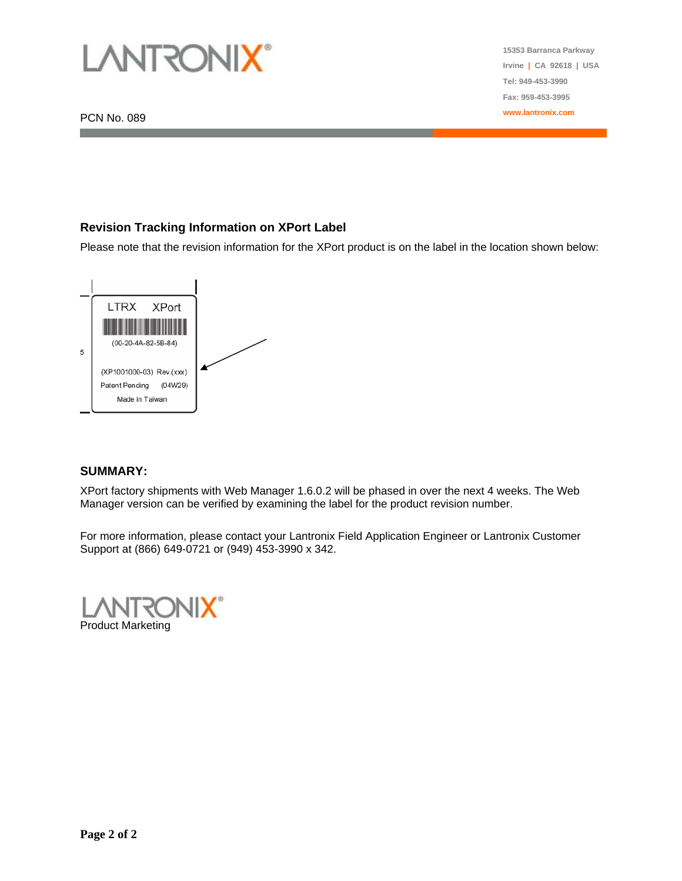PCN No. 089

15353 Barranca Parkway
Irvine | CA 92618 | USA
Tel: 949-453-3990
Fax: 959-453-3995
www.lantronix.com

### Revision Tracking Information on XPort Label

Please note that the revision information for the XPort product is on the label in the location shown below:

LTRX XPort

(00-20-4A-82-5B-84)

(XP1001000-03) Rev.(xxx)
Patent Pending (04W29)
Made in Taiwan

### SUMMARY:

XPort factory shipments with Web Manager 1.6.0.2 will be phased in over the next 4 weeks. The Web Manager version can be verified by examining the label for the product revision number.

For more information, please contact your Lantronix Field Application Engineer or Lantronix Customer Support at (866) 649-0721 or (949) 453-3990 x 342.

LANTRONIX
Product Marketing